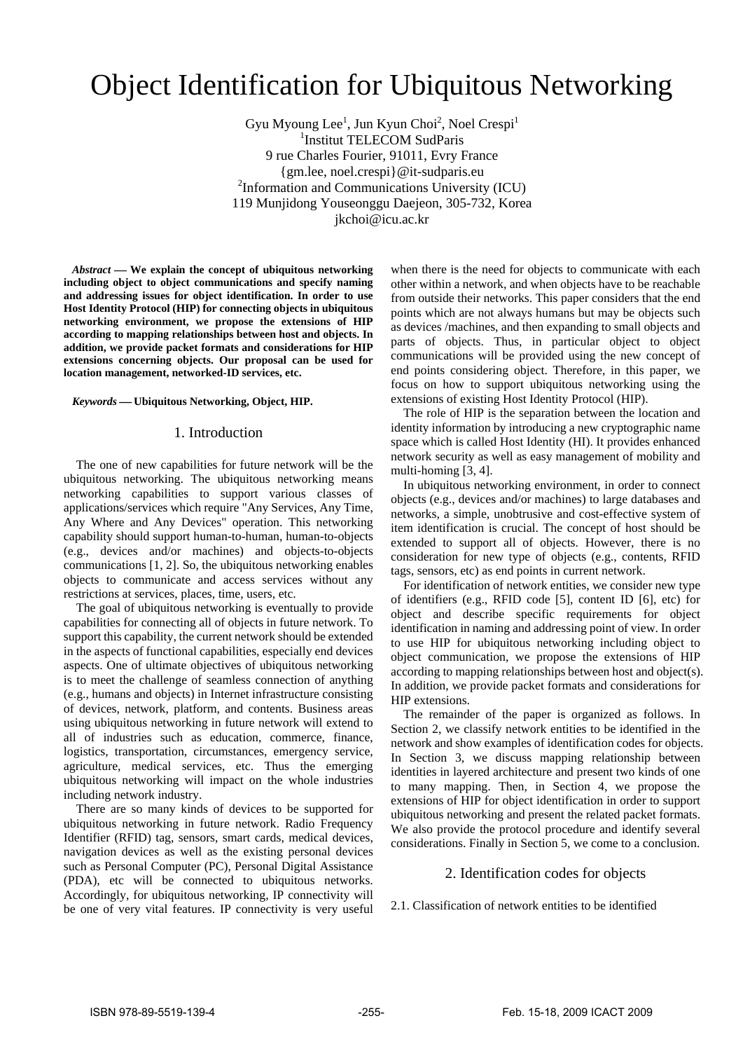# Object Identification for Ubiquitous Networking

Gyu Myoung Lee[1], Jun Kyun Choi[2], Noel Crespi[1]

[1]Institut TELECOM SudParis
9 rue Charles Fourier, 91011, Evry France
{gm.lee, noel.crespi}@it-sudparis.eu

[2]Information and Communications University (ICU)
119 Munjidong Youseonggu Daejeon, 305-732, Korea
jkchoi@icu.ac.kr

***Abstract* — We explain the concept of ubiquitous networking including object to object communications and specify naming and addressing issues for object identification. In order to use Host Identity Protocol (HIP) for connecting objects in ubiquitous networking environment, we propose the extensions of HIP according to mapping relationships between host and objects. In addition, we provide packet formats and considerations for HIP extensions concerning objects. Our proposal can be used for location management, networked-ID services, etc.**

***Keywords* — Ubiquitous Networking, Object, HIP.**

## 1. Introduction

The one of new capabilities for future network will be the ubiquitous networking. The ubiquitous networking means networking capabilities to support various classes of applications/services which require "Any Services, Any Time, Any Where and Any Devices" operation. This networking capability should support human-to-human, human-to-objects (e.g., devices and/or machines) and objects-to-objects communications [1, 2]. So, the ubiquitous networking enables objects to communicate and access services without any restrictions at services, places, time, users, etc.

The goal of ubiquitous networking is eventually to provide capabilities for connecting all of objects in future network. To support this capability, the current network should be extended in the aspects of functional capabilities, especially end devices aspects. One of ultimate objectives of ubiquitous networking is to meet the challenge of seamless connection of anything (e.g., humans and objects) in Internet infrastructure consisting of devices, network, platform, and contents. Business areas using ubiquitous networking in future network will extend to all of industries such as education, commerce, finance, logistics, transportation, circumstances, emergency service, agriculture, medical services, etc. Thus the emerging ubiquitous networking will impact on the whole industries including network industry.

There are so many kinds of devices to be supported for ubiquitous networking in future network. Radio Frequency Identifier (RFID) tag, sensors, smart cards, medical devices, navigation devices as well as the existing personal devices such as Personal Computer (PC), Personal Digital Assistance (PDA), etc will be connected to ubiquitous networks. Accordingly, for ubiquitous networking, IP connectivity will be one of very vital features. IP connectivity is very useful when there is the need for objects to communicate with each other within a network, and when objects have to be reachable from outside their networks. This paper considers that the end points which are not always humans but may be objects such as devices /machines, and then expanding to small objects and parts of objects. Thus, in particular object to object communications will be provided using the new concept of end points considering object. Therefore, in this paper, we focus on how to support ubiquitous networking using the extensions of existing Host Identity Protocol (HIP).

The role of HIP is the separation between the location and identity information by introducing a new cryptographic name space which is called Host Identity (HI). It provides enhanced network security as well as easy management of mobility and multi-homing [3, 4].

In ubiquitous networking environment, in order to connect objects (e.g., devices and/or machines) to large databases and networks, a simple, unobtrusive and cost-effective system of item identification is crucial. The concept of host should be extended to support all of objects. However, there is no consideration for new type of objects (e.g., contents, RFID tags, sensors, etc) as end points in current network.

For identification of network entities, we consider new type of identifiers (e.g., RFID code [5], content ID [6], etc) for object and describe specific requirements for object identification in naming and addressing point of view. In order to use HIP for ubiquitous networking including object to object communication, we propose the extensions of HIP according to mapping relationships between host and object(s). In addition, we provide packet formats and considerations for HIP extensions.

The remainder of the paper is organized as follows. In Section 2, we classify network entities to be identified in the network and show examples of identification codes for objects. In Section 3, we discuss mapping relationship between identities in layered architecture and present two kinds of one to many mapping. Then, in Section 4, we propose the extensions of HIP for object identification in order to support ubiquitous networking and present the related packet formats. We also provide the protocol procedure and identify several considerations. Finally in Section 5, we come to a conclusion.

## 2. Identification codes for objects

### 2.1. Classification of network entities to be identified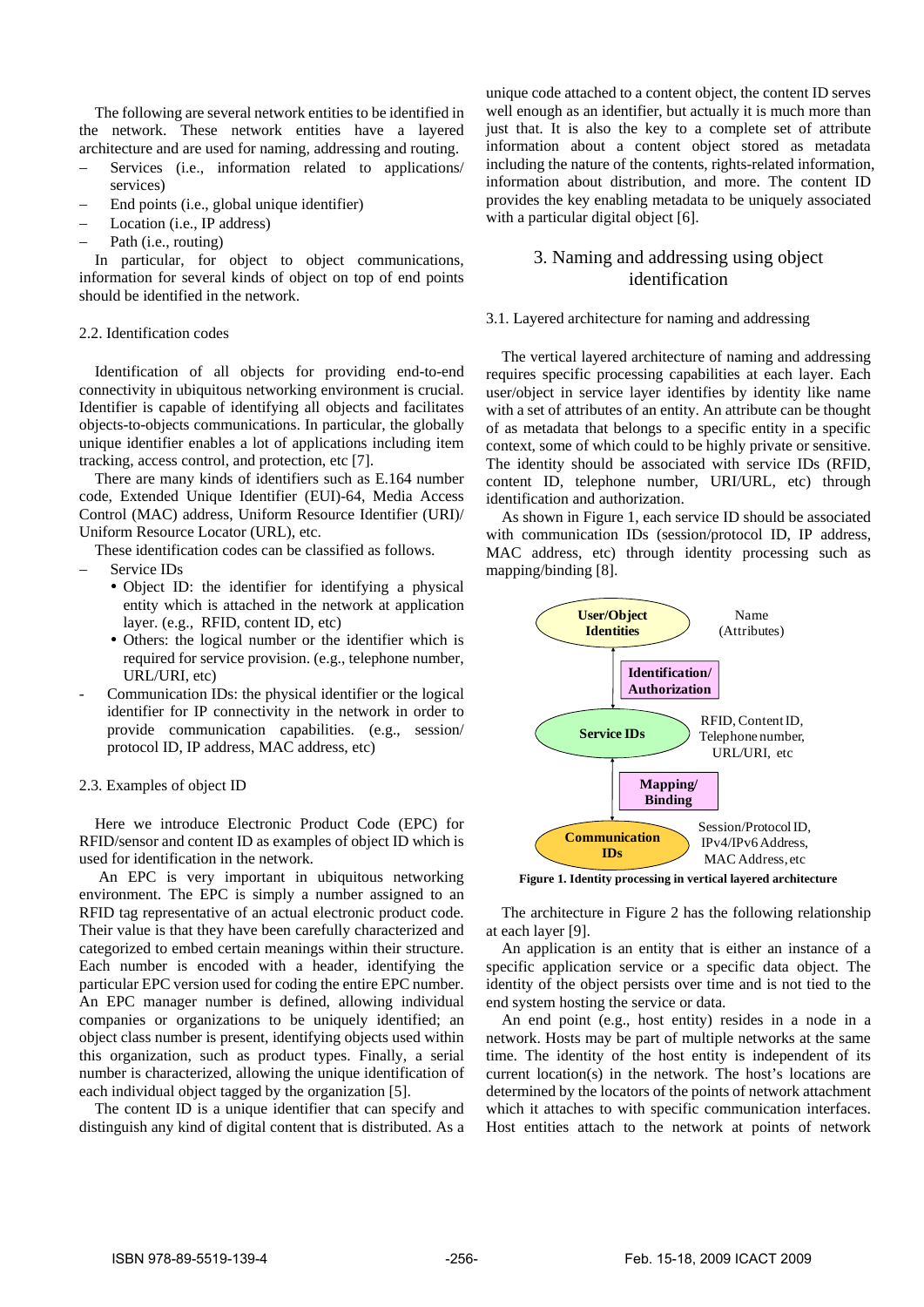The following are several network entities to be identified in the network. These network entities have a layered architecture and are used for naming, addressing and routing.

- Services (i.e., information related to applications/ services)
- End points (i.e., global unique identifier)
- Location (i.e., IP address)
- Path (i.e., routing)

In particular, for object to object communications, information for several kinds of object on top of end points should be identified in the network.

### 2.2. Identification codes

Identification of all objects for providing end-to-end connectivity in ubiquitous networking environment is crucial. Identifier is capable of identifying all objects and facilitates objects-to-objects communications. In particular, the globally unique identifier enables a lot of applications including item tracking, access control, and protection, etc [7].

There are many kinds of identifiers such as E.164 number code, Extended Unique Identifier (EUI)-64, Media Access Control (MAC) address, Uniform Resource Identifier (URI)/ Uniform Resource Locator (URL), etc.

These identification codes can be classified as follows.

- Service IDs
  - Object ID: the identifier for identifying a physical entity which is attached in the network at application layer. (e.g., RFID, content ID, etc)
  - Others: the logical number or the identifier which is required for service provision. (e.g., telephone number, URL/URI, etc)
- Communication IDs: the physical identifier or the logical identifier for IP connectivity in the network in order to provide communication capabilities. (e.g., session/ protocol ID, IP address, MAC address, etc)

### 2.3. Examples of object ID

Here we introduce Electronic Product Code (EPC) for RFID/sensor and content ID as examples of object ID which is used for identification in the network.

An EPC is very important in ubiquitous networking environment. The EPC is simply a number assigned to an RFID tag representative of an actual electronic product code. Their value is that they have been carefully characterized and categorized to embed certain meanings within their structure. Each number is encoded with a header, identifying the particular EPC version used for coding the entire EPC number. An EPC manager number is defined, allowing individual companies or organizations to be uniquely identified; an object class number is present, identifying objects used within this organization, such as product types. Finally, a serial number is characterized, allowing the unique identification of each individual object tagged by the organization [5].

The content ID is a unique identifier that can specify and distinguish any kind of digital content that is distributed. As a unique code attached to a content object, the content ID serves well enough as an identifier, but actually it is much more than just that. It is also the key to a complete set of attribute information about a content object stored as metadata including the nature of the contents, rights-related information, information about distribution, and more. The content ID provides the key enabling metadata to be uniquely associated with a particular digital object [6].

## 3. Naming and addressing using object identification

### 3.1. Layered architecture for naming and addressing

The vertical layered architecture of naming and addressing requires specific processing capabilities at each layer. Each user/object in service layer identifies by identity like name with a set of attributes of an entity. An attribute can be thought of as metadata that belongs to a specific entity in a specific context, some of which could to be highly private or sensitive. The identity should be associated with service IDs (RFID, content ID, telephone number, URI/URL, etc) through identification and authorization.

As shown in Figure 1, each service ID should be associated with communication IDs (session/protocol ID, IP address, MAC address, etc) through identity processing such as mapping/binding [8].

User/Object Identities — Name (Attributes)

Identification/ Authorization

Service IDs — RFID, Content ID, Telephone number, URL/URI, etc

Mapping/ Binding

Communication IDs — Session/Protocol ID, IPv4/IPv6 Address, MAC Address, etc

**Figure 1. Identity processing in vertical layered architecture**

The architecture in Figure 2 has the following relationship at each layer [9].

An application is an entity that is either an instance of a specific application service or a specific data object. The identity of the object persists over time and is not tied to the end system hosting the service or data.

An end point (e.g., host entity) resides in a node in a network. Hosts may be part of multiple networks at the same time. The identity of the host entity is independent of its current location(s) in the network. The host's locations are determined by the locators of the points of network attachment which it attaches to with specific communication interfaces. Host entities attach to the network at points of network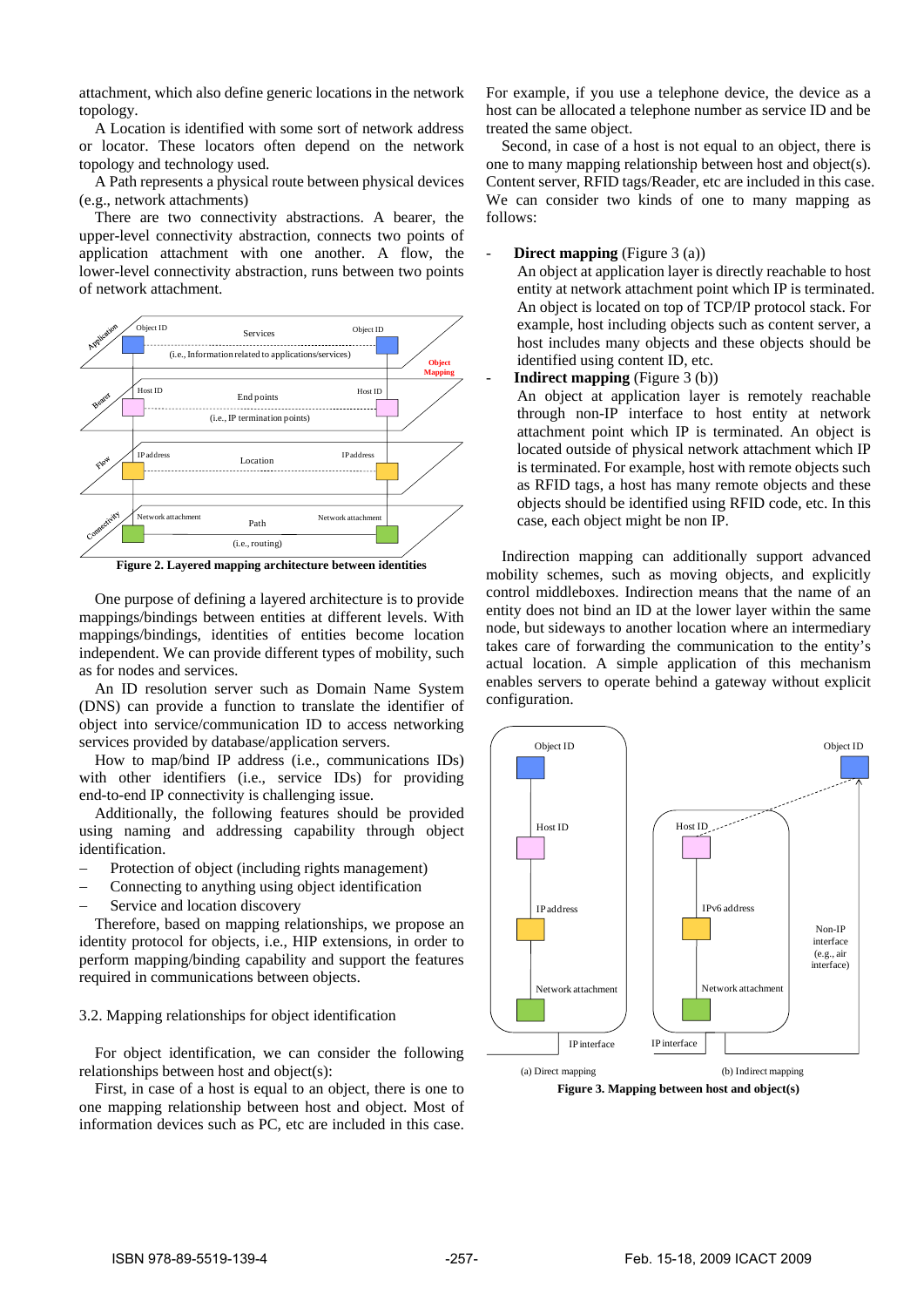attachment, which also define generic locations in the network topology.

A Location is identified with some sort of network address or locator. These locators often depend on the network topology and technology used.

A Path represents a physical route between physical devices (e.g., network attachments)

There are two connectivity abstractions. A bearer, the upper-level connectivity abstraction, connects two points of application attachment with one another. A flow, the lower-level connectivity abstraction, runs between two points of network attachment.

**Figure 2. Layered mapping architecture between identities**

One purpose of defining a layered architecture is to provide mappings/bindings between entities at different levels. With mappings/bindings, identities of entities become location independent. We can provide different types of mobility, such as for nodes and services.

An ID resolution server such as Domain Name System (DNS) can provide a function to translate the identifier of object into service/communication ID to access networking services provided by database/application servers.

How to map/bind IP address (i.e., communications IDs) with other identifiers (i.e., service IDs) for providing end-to-end IP connectivity is challenging issue.

Additionally, the following features should be provided using naming and addressing capability through object identification.

– Protection of object (including rights management)
– Connecting to anything using object identification
– Service and location discovery

Therefore, based on mapping relationships, we propose an identity protocol for objects, i.e., HIP extensions, in order to perform mapping/binding capability and support the features required in communications between objects.

3.2. Mapping relationships for object identification

For object identification, we can consider the following relationships between host and object(s):

First, in case of a host is equal to an object, there is one to one mapping relationship between host and object. Most of information devices such as PC, etc are included in this case. For example, if you use a telephone device, the device as a host can be allocated a telephone number as service ID and be treated the same object.

Second, in case of a host is not equal to an object, there is one to many mapping relationship between host and object(s). Content server, RFID tags/Reader, etc are included in this case. We can consider two kinds of one to many mapping as follows:

- **Direct mapping** (Figure 3 (a))
  An object at application layer is directly reachable to host entity at network attachment point which IP is terminated. An object is located on top of TCP/IP protocol stack. For example, host including objects such as content server, a host includes many objects and these objects should be identified using content ID, etc.
- **Indirect mapping** (Figure 3 (b))
  An object at application layer is remotely reachable through non-IP interface to host entity at network attachment point which IP is terminated. An object is located outside of physical network attachment which IP is terminated. For example, host with remote objects such as RFID tags, a host has many remote objects and these objects should be identified using RFID code, etc. In this case, each object might be non IP.

Indirection mapping can additionally support advanced mobility schemes, such as moving objects, and explicitly control middleboxes. Indirection means that the name of an entity does not bind an ID at the lower layer within the same node, but sideways to another location where an intermediary takes care of forwarding the communication to the entity's actual location. A simple application of this mechanism enables servers to operate behind a gateway without explicit configuration.

(a) Direct mapping (b) Indirect mapping

**Figure 3. Mapping between host and object(s)**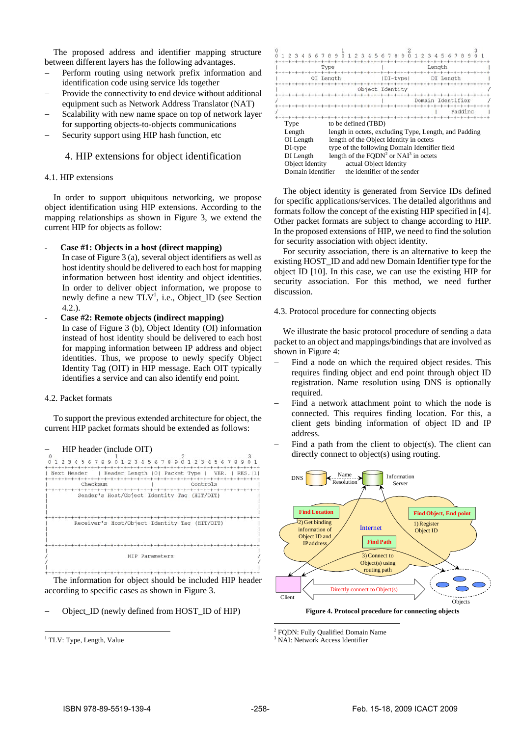The proposed address and identifier mapping structure between different layers has the following advantages.

- Perform routing using network prefix information and identification code using service Ids together
- Provide the connectivity to end device without additional equipment such as Network Address Translator (NAT)
- Scalability with new name space on top of network layer for supporting objects-to-objects communications
- Security support using HIP hash function, etc

## 4. HIP extensions for object identification

### 4.1. HIP extensions

In order to support ubiquitous networking, we propose object identification using HIP extensions. According to the mapping relationships as shown in Figure 3, we extend the current HIP for objects as follow:

- **Case #1: Objects in a host (direct mapping)**
  In case of Figure 3 (a), several object identifiers as well as host identity should be delivered to each host for mapping information between host identity and object identities. In order to deliver object information, we propose to newly define a new TLV[1], i.e., Object_ID (see Section 4.2.).
- **Case #2: Remote objects (indirect mapping)**
  In case of Figure 3 (b), Object Identity (OI) information instead of host identity should be delivered to each host for mapping information between IP address and object identities. Thus, we propose to newly specify Object Identity Tag (OIT) in HIP message. Each OIT typically identifies a service and can also identify end point.

### 4.2. Packet formats

To support the previous extended architecture for object, the current HIP packet formats should be extended as follows:

- HIP header (include OIT)

```
 0                   1                   2                   3
 0 1 2 3 4 5 6 7 8 9 0 1 2 3 4 5 6 7 8 9 0 1 2 3 4 5 6 7 8 9 0 1
+-+-+-+-+-+-+-+-+-+-+-+-+-+-+-+-+-+-+-+-+-+-+-+-+-+-+-+-+-+-+-+-+
| Next Header   | Header Length |0| Packet Type |  VER. | RES.|1|
+-+-+-+-+-+-+-+-+-+-+-+-+-+-+-+-+-+-+-+-+-+-+-+-+-+-+-+-+-+-+-+-+
|          Checksum             |           Controls            |
+-+-+-+-+-+-+-+-+-+-+-+-+-+-+-+-+-+-+-+-+-+-+-+-+-+-+-+-+-+-+-+-+
|          Sender's Host/Object Identity Tag (HIT/OIT)          |
|                                                               |
|                                                               |
|                                                               |
+-+-+-+-+-+-+-+-+-+-+-+-+-+-+-+-+-+-+-+-+-+-+-+-+-+-+-+-+-+-+-+-+
|         Receiver's Host/Object Identity Tag (HIT/OIT)         |
|                                                               |
|                                                               |
|                                                               |
+-+-+-+-+-+-+-+-+-+-+-+-+-+-+-+-+-+-+-+-+-+-+-+-+-+-+-+-+-+-+-+-+
|                                                               |
/                        HIP Parameters                         /
/                                                               /
|                                                               |
+-+-+-+-+-+-+-+-+-+-+-+-+-+-+-+-+-+-+-+-+-+-+-+-+-+-+-+-+-+-+-+-+
```

The information for object should be included HIP header according to specific cases as shown in Figure 3.

- Object_ID (newly defined from HOST_ID of HIP)

```
 0                   1                   2                   3
 0 1 2 3 4 5 6 7 8 9 0 1 2 3 4 5 6 7 8 9 0 1 2 3 4 5 6 7 8 9 0 1
+-+-+-+-+-+-+-+-+-+-+-+-+-+-+-+-+-+-+-+-+-+-+-+-+-+-+-+-+-+-+-+-+
|             Type              |             Length            |
+-+-+-+-+-+-+-+-+-+-+-+-+-+-+-+-+-+-+-+-+-+-+-+-+-+-+-+-+-+-+-+-+
|          OI Length            |DI-type|      DI Length        |
+-+-+-+-+-+-+-+-+-+-+-+-+-+-+-+-+-+-+-+-+-+-+-+-+-+-+-+-+-+-+-+-+
|                        Object Identity                        /
+-+-+-+-+-+-+-+-+-+-+-+-+-+-+-+-+-+-+-+-+-+-+-+-+-+-+-+-+-+-+-+-+
/                               |       Domain Identifier       /
+-+-+-+-+-+-+-+-+-+-+-+-+-+-+-+-+-+-+-+-+-+-+-+-+-+-+-+-+-+-+-+-+
/                                               |    Padding    |
+-+-+-+-+-+-+-+-+-+-+-+-+-+-+-+-+-+-+-+-+-+-+-+-+-+-+-+-+-+-+-+-+
```

| | |
|---|---|
| Type | to be defined (TBD) |
| Length | length in octets, excluding Type, Length, and Padding |
| OI Length | length of the Object Identity in octets |
| DI-type | type of the following Domain Identifier field |
| DI Length | length of the FQDN[2] or NAI[3] in octets |
| Object Identity | actual Object Identity |
| Domain Identifier | the identifier of the sender |

The object identity is generated from Service IDs defined for specific applications/services. The detailed algorithms and formats follow the concept of the existing HIP specified in [4]. Other packet formats are subject to change according to HIP. In the proposed extensions of HIP, we need to find the solution for security association with object identity.

For security association, there is an alternative to keep the existing HOST_ID and add new Domain Identifier type for the object ID [10]. In this case, we can use the existing HIP for security association. For this method, we need further discussion.

### 4.3. Protocol procedure for connecting objects

We illustrate the basic protocol procedure of sending a data packet to an object and mappings/bindings that are involved as shown in Figure 4:

- Find a node on which the required object resides. This requires finding object and end point through object ID registration. Name resolution using DNS is optionally required.
- Find a network attachment point to which the node is connected. This requires finding location. For this, a client gets binding information of object ID and IP address.
- Find a path from the client to object(s). The client can directly connect to object(s) using routing.

DNS — Name Resolution — Information Server; Find Location: 2) Get binding information of Object ID and IP address; Internet; Find Object, End point: 1) Register Object ID; Find Path: 3) Connect to Object(s) using routing path; Client — Directly connect to Object(s) — Objects

**Figure 4. Protocol procedure for connecting objects**

---

[1] TLV: Type, Length, Value

[2] FQDN: Fully Qualified Domain Name

[3] NAI: Network Access Identifier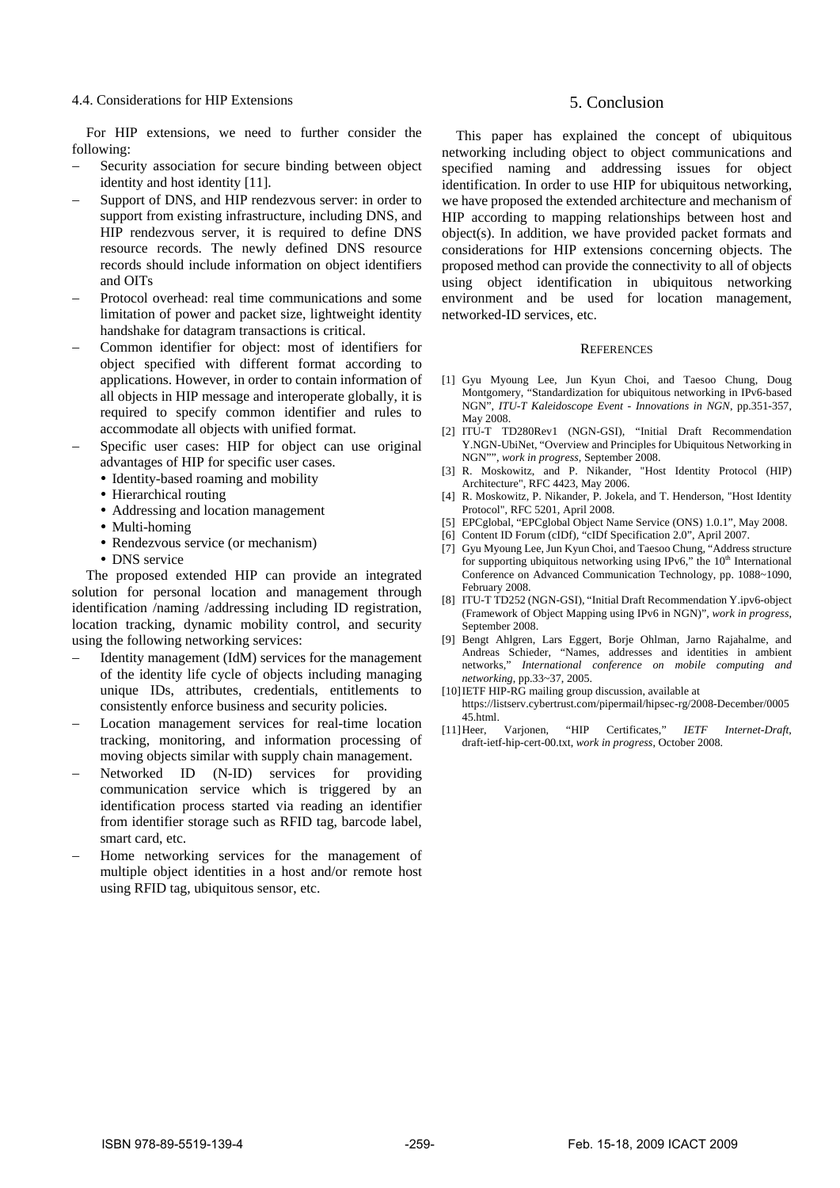### 4.4. Considerations for HIP Extensions

For HIP extensions, we need to further consider the following:

- Security association for secure binding between object identity and host identity [11].
- Support of DNS, and HIP rendezvous server: in order to support from existing infrastructure, including DNS, and HIP rendezvous server, it is required to define DNS resource records. The newly defined DNS resource records should include information on object identifiers and OITs
- Protocol overhead: real time communications and some limitation of power and packet size, lightweight identity handshake for datagram transactions is critical.
- Common identifier for object: most of identifiers for object specified with different format according to applications. However, in order to contain information of all objects in HIP message and interoperate globally, it is required to specify common identifier and rules to accommodate all objects with unified format.
- Specific user cases: HIP for object can use original advantages of HIP for specific user cases.
  - Identity-based roaming and mobility
  - Hierarchical routing
  - Addressing and location management
  - Multi-homing
  - Rendezvous service (or mechanism)
  - DNS service

The proposed extended HIP can provide an integrated solution for personal location and management through identification /naming /addressing including ID registration, location tracking, dynamic mobility control, and security using the following networking services:

- Identity management (IdM) services for the management of the identity life cycle of objects including managing unique IDs, attributes, credentials, entitlements to consistently enforce business and security policies.
- Location management services for real-time location tracking, monitoring, and information processing of moving objects similar with supply chain management.
- Networked ID (N-ID) services for providing communication service which is triggered by an identification process started via reading an identifier from identifier storage such as RFID tag, barcode label, smart card, etc.
- Home networking services for the management of multiple object identities in a host and/or remote host using RFID tag, ubiquitous sensor, etc.

## 5. Conclusion

This paper has explained the concept of ubiquitous networking including object to object communications and specified naming and addressing issues for object identification. In order to use HIP for ubiquitous networking, we have proposed the extended architecture and mechanism of HIP according to mapping relationships between host and object(s). In addition, we have provided packet formats and considerations for HIP extensions concerning objects. The proposed method can provide the connectivity to all of objects using object identification in ubiquitous networking environment and be used for location management, networked-ID services, etc.

## References

[1] Gyu Myoung Lee, Jun Kyun Choi, and Taesoo Chung, Doug Montgomery, "Standardization for ubiquitous networking in IPv6-based NGN", *ITU-T Kaleidoscope Event - Innovations in NGN*, pp.351-357, May 2008.

[2] ITU-T TD280Rev1 (NGN-GSI), "Initial Draft Recommendation Y.NGN-UbiNet, "Overview and Principles for Ubiquitous Networking in NGN"", *work in progress*, September 2008.

[3] R. Moskowitz, and P. Nikander, "Host Identity Protocol (HIP) Architecture", RFC 4423, May 2006.

[4] R. Moskowitz, P. Nikander, P. Jokela, and T. Henderson, "Host Identity Protocol", RFC 5201, April 2008.

[5] EPCglobal, "EPCglobal Object Name Service (ONS) 1.0.1", May 2008.

[6] Content ID Forum (cIDf), "cIDf Specification 2.0", April 2007.

[7] Gyu Myoung Lee, Jun Kyun Choi, and Taesoo Chung, "Address structure for supporting ubiquitous networking using IPv6," the 10th International Conference on Advanced Communication Technology, pp. 1088~1090, February 2008.

[8] ITU-T TD252 (NGN-GSI), "Initial Draft Recommendation Y.ipv6-object (Framework of Object Mapping using IPv6 in NGN)", *work in progress*, September 2008.

[9] Bengt Ahlgren, Lars Eggert, Borje Ohlman, Jarno Rajahalme, and Andreas Schieder, "Names, addresses and identities in ambient networks," *International conference on mobile computing and networking*, pp.33~37, 2005.

[10] IETF HIP-RG mailing group discussion, available at https://listserv.cybertrust.com/pipermail/hipsec-rg/2008-December/000545.html.

[11] Heer, Varjonen, "HIP Certificates," *IETF Internet-Draft*, draft-ietf-hip-cert-00.txt, *work in progress*, October 2008.